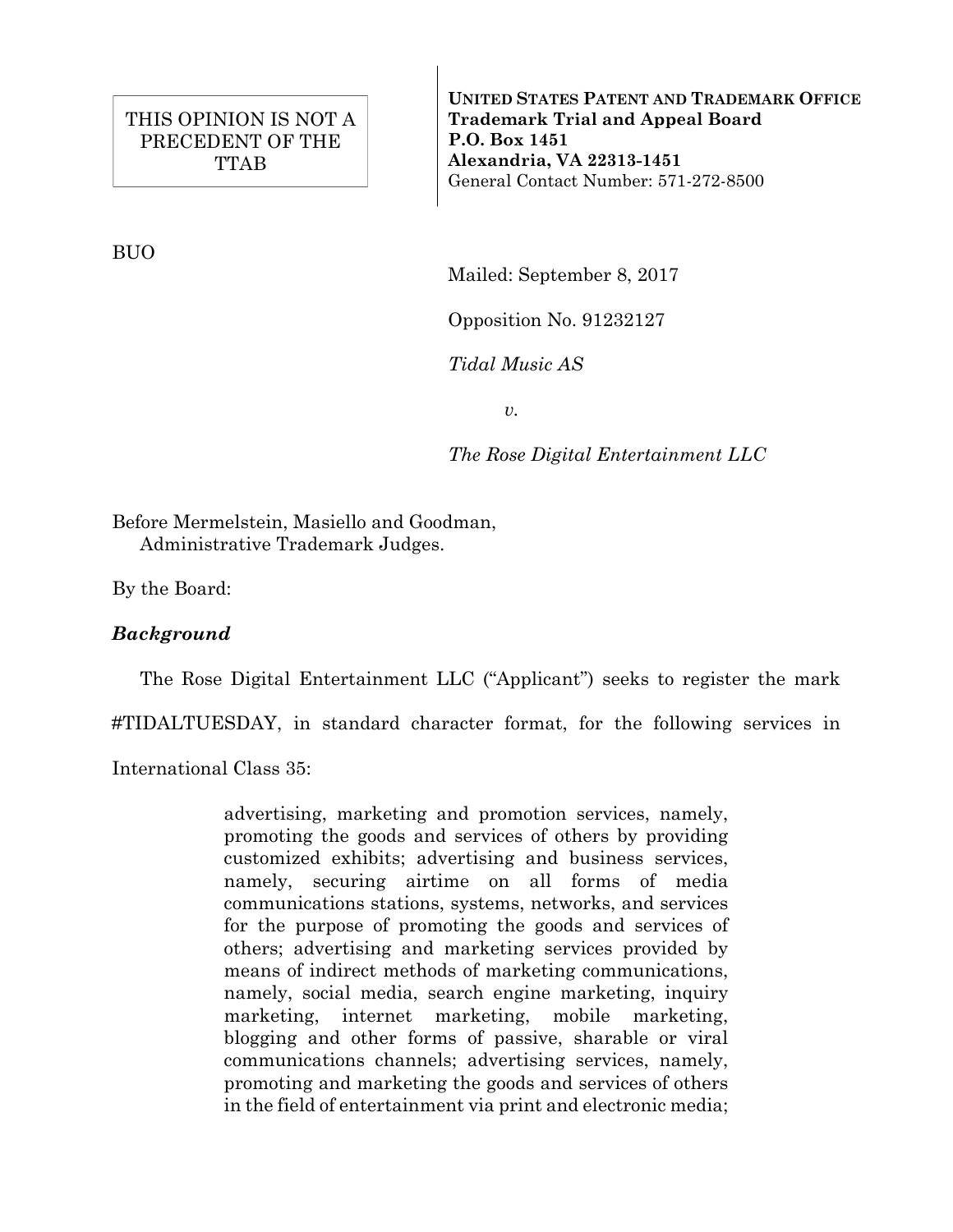THIS OPINION IS NOT A PRECEDENT OF THE TTAB

**UNITED STATES PATENT AND TRADEMARK OFFICE**
**Trademark Trial and Appeal Board**
**P.O. Box 1451**
**Alexandria, VA 22313-1451**
General Contact Number: 571-272-8500

BUO

Mailed: September 8, 2017

Opposition No. 91232127

*Tidal Music AS*

*v.*

*The Rose Digital Entertainment LLC*

Before Mermelstein, Masiello and Goodman,
Administrative Trademark Judges.

By the Board:

***Background***

The Rose Digital Entertainment LLC ("Applicant") seeks to register the mark #TIDALTUESDAY, in standard character format, for the following services in International Class 35:

> advertising, marketing and promotion services, namely, promoting the goods and services of others by providing customized exhibits; advertising and business services, namely, securing airtime on all forms of media communications stations, systems, networks, and services for the purpose of promoting the goods and services of others; advertising and marketing services provided by means of indirect methods of marketing communications, namely, social media, search engine marketing, inquiry marketing, internet marketing, mobile marketing, blogging and other forms of passive, sharable or viral communications channels; advertising services, namely, promoting and marketing the goods and services of others in the field of entertainment via print and electronic media;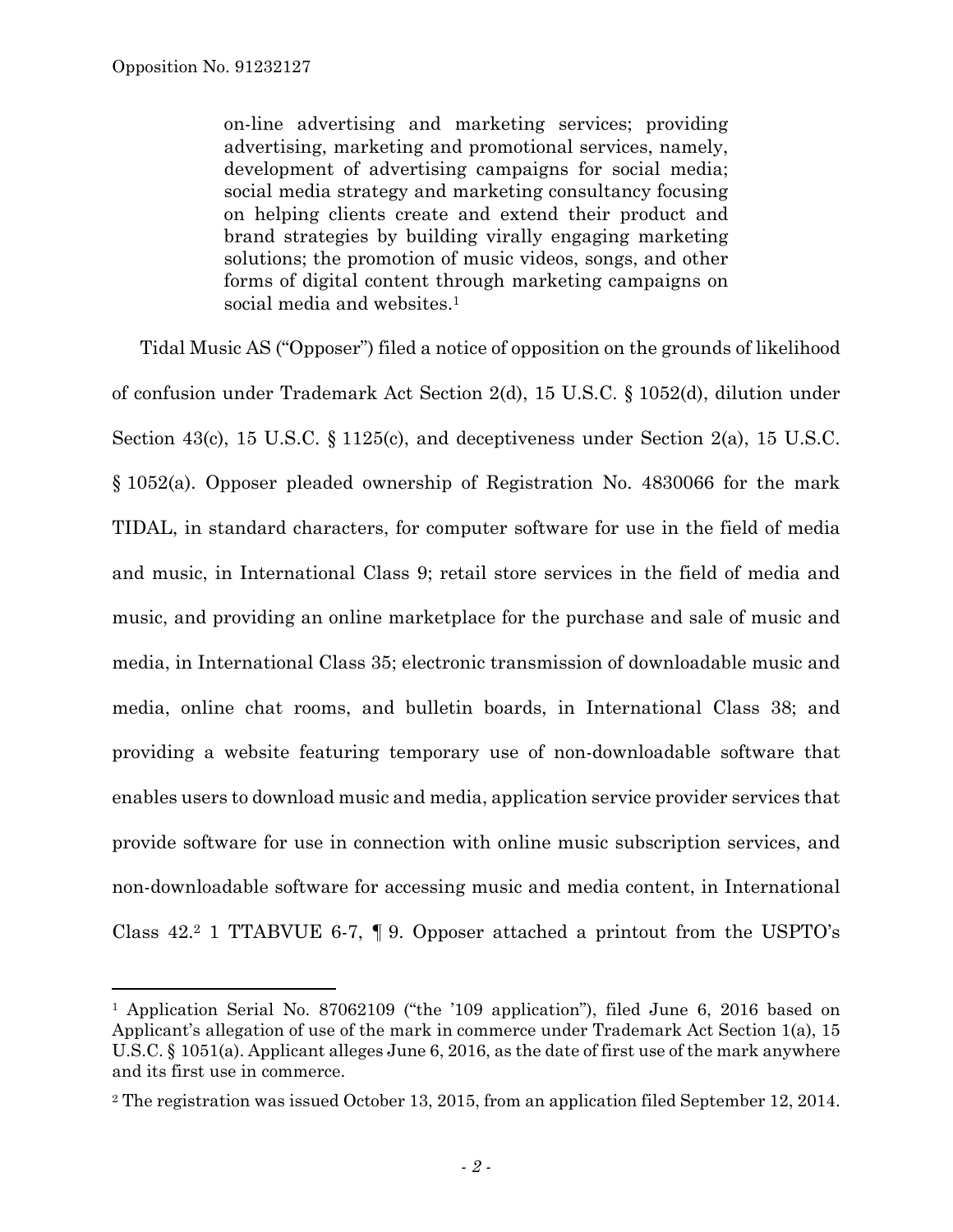> on-line advertising and marketing services; providing advertising, marketing and promotional services, namely, development of advertising campaigns for social media; social media strategy and marketing consultancy focusing on helping clients create and extend their product and brand strategies by building virally engaging marketing solutions; the promotion of music videos, songs, and other forms of digital content through marketing campaigns on social media and websites.[1]

Tidal Music AS ("Opposer") filed a notice of opposition on the grounds of likelihood of confusion under Trademark Act Section 2(d), 15 U.S.C. § 1052(d), dilution under Section 43(c), 15 U.S.C. § 1125(c), and deceptiveness under Section 2(a), 15 U.S.C. § 1052(a). Opposer pleaded ownership of Registration No. 4830066 for the mark TIDAL, in standard characters, for computer software for use in the field of media and music, in International Class 9; retail store services in the field of media and music, and providing an online marketplace for the purchase and sale of music and media, in International Class 35; electronic transmission of downloadable music and media, online chat rooms, and bulletin boards, in International Class 38; and providing a website featuring temporary use of non-downloadable software that enables users to download music and media, application service provider services that provide software for use in connection with online music subscription services, and non-downloadable software for accessing music and media content, in International Class 42.[2] 1 TTABVUE 6-7, ¶ 9. Opposer attached a printout from the USPTO's

---

[1] Application Serial No. 87062109 ("the '109 application"), filed June 6, 2016 based on Applicant's allegation of use of the mark in commerce under Trademark Act Section 1(a), 15 U.S.C. § 1051(a). Applicant alleges June 6, 2016, as the date of first use of the mark anywhere and its first use in commerce.

[2] The registration was issued October 13, 2015, from an application filed September 12, 2014.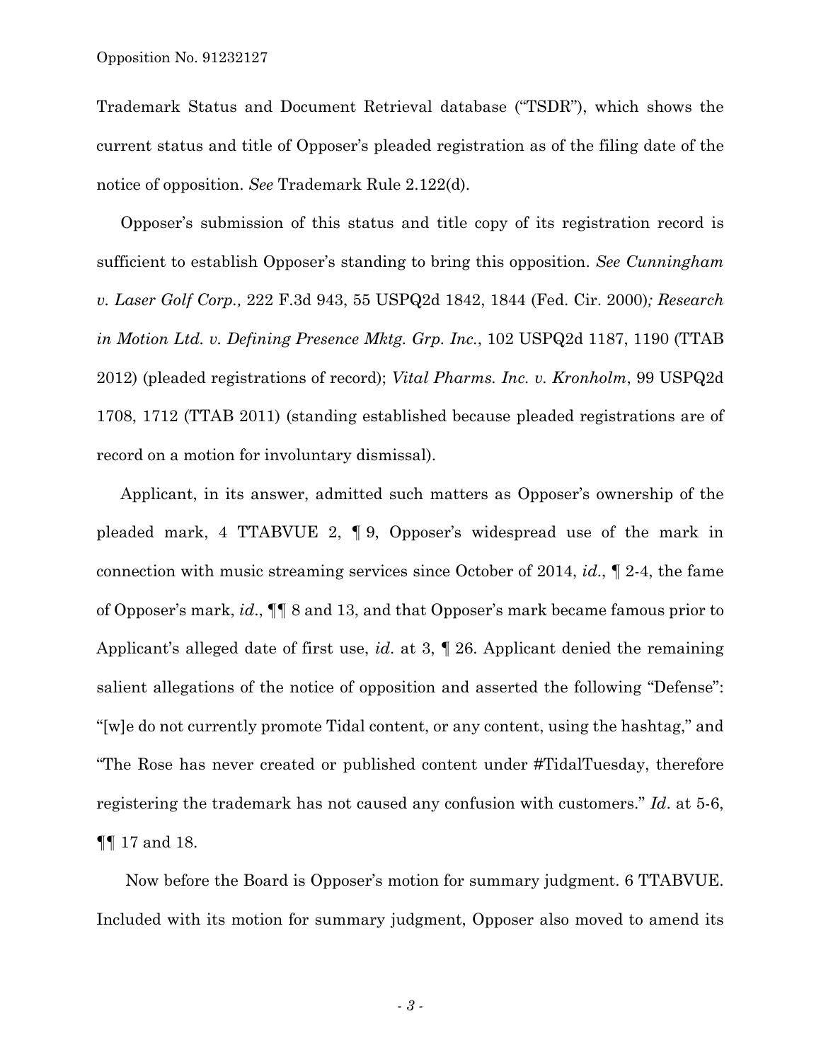Trademark Status and Document Retrieval database ("TSDR"), which shows the current status and title of Opposer's pleaded registration as of the filing date of the notice of opposition. *See* Trademark Rule 2.122(d).

Opposer's submission of this status and title copy of its registration record is sufficient to establish Opposer's standing to bring this opposition. *See Cunningham v. Laser Golf Corp.,* 222 F.3d 943, 55 USPQ2d 1842, 1844 (Fed. Cir. 2000)*; Research in Motion Ltd. v. Defining Presence Mktg. Grp. Inc.*, 102 USPQ2d 1187, 1190 (TTAB 2012) (pleaded registrations of record); *Vital Pharms. Inc. v. Kronholm*, 99 USPQ2d 1708, 1712 (TTAB 2011) (standing established because pleaded registrations are of record on a motion for involuntary dismissal).

Applicant, in its answer, admitted such matters as Opposer's ownership of the pleaded mark, 4 TTABVUE 2, ¶ 9, Opposer's widespread use of the mark in connection with music streaming services since October of 2014, *id*., ¶ 2-4, the fame of Opposer's mark, *id*., ¶¶ 8 and 13, and that Opposer's mark became famous prior to Applicant's alleged date of first use, *id*. at 3, ¶ 26. Applicant denied the remaining salient allegations of the notice of opposition and asserted the following "Defense": "[w]e do not currently promote Tidal content, or any content, using the hashtag," and "The Rose has never created or published content under #TidalTuesday, therefore registering the trademark has not caused any confusion with customers." *Id*. at 5-6, ¶¶ 17 and 18.

Now before the Board is Opposer's motion for summary judgment. 6 TTABVUE. Included with its motion for summary judgment, Opposer also moved to amend its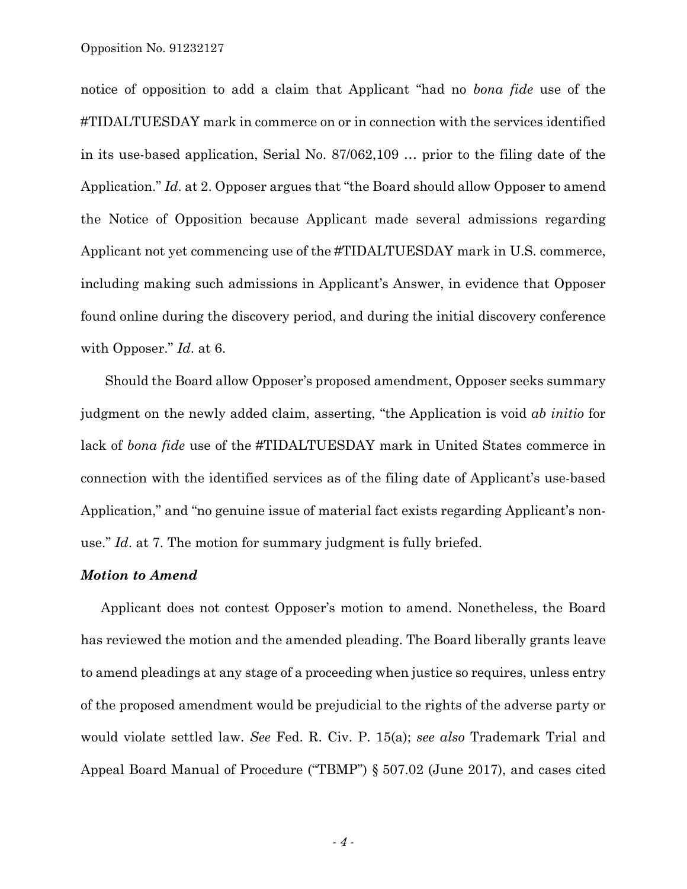notice of opposition to add a claim that Applicant "had no *bona fide* use of the #TIDALTUESDAY mark in commerce on or in connection with the services identified in its use-based application, Serial No. 87/062,109 … prior to the filing date of the Application." *Id*. at 2. Opposer argues that "the Board should allow Opposer to amend the Notice of Opposition because Applicant made several admissions regarding Applicant not yet commencing use of the #TIDALTUESDAY mark in U.S. commerce, including making such admissions in Applicant's Answer, in evidence that Opposer found online during the discovery period, and during the initial discovery conference with Opposer." *Id*. at 6.

Should the Board allow Opposer's proposed amendment, Opposer seeks summary judgment on the newly added claim, asserting, "the Application is void *ab initio* for lack of *bona fide* use of the #TIDALTUESDAY mark in United States commerce in connection with the identified services as of the filing date of Applicant's use-based Application," and "no genuine issue of material fact exists regarding Applicant's non-use." *Id*. at 7. The motion for summary judgment is fully briefed.

### ***Motion to Amend***

Applicant does not contest Opposer's motion to amend. Nonetheless, the Board has reviewed the motion and the amended pleading. The Board liberally grants leave to amend pleadings at any stage of a proceeding when justice so requires, unless entry of the proposed amendment would be prejudicial to the rights of the adverse party or would violate settled law. *See* Fed. R. Civ. P. 15(a); *see also* Trademark Trial and Appeal Board Manual of Procedure ("TBMP") § 507.02 (June 2017), and cases cited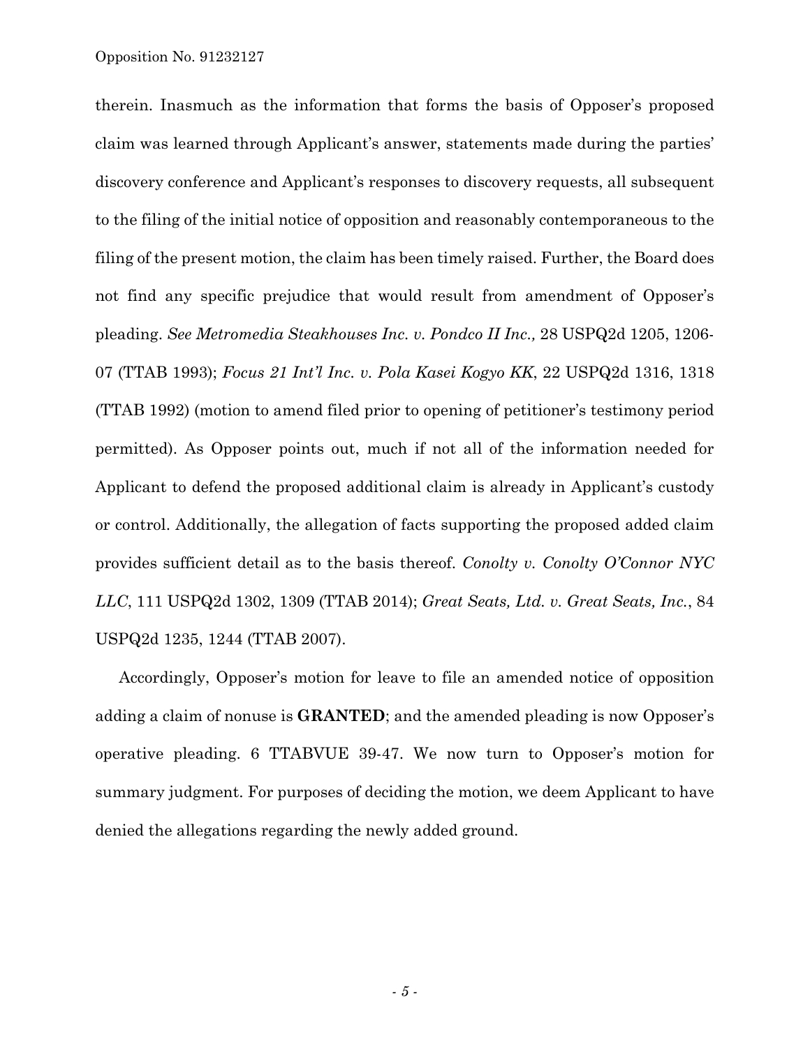therein. Inasmuch as the information that forms the basis of Opposer's proposed claim was learned through Applicant's answer, statements made during the parties' discovery conference and Applicant's responses to discovery requests, all subsequent to the filing of the initial notice of opposition and reasonably contemporaneous to the filing of the present motion, the claim has been timely raised. Further, the Board does not find any specific prejudice that would result from amendment of Opposer's pleading. *See Metromedia Steakhouses Inc. v. Pondco II Inc.,* 28 USPQ2d 1205, 1206-07 (TTAB 1993); *Focus 21 Int'l Inc. v. Pola Kasei Kogyo KK*, 22 USPQ2d 1316, 1318 (TTAB 1992) (motion to amend filed prior to opening of petitioner's testimony period permitted). As Opposer points out, much if not all of the information needed for Applicant to defend the proposed additional claim is already in Applicant's custody or control. Additionally, the allegation of facts supporting the proposed added claim provides sufficient detail as to the basis thereof. *Conolty v. Conolty O'Connor NYC LLC*, 111 USPQ2d 1302, 1309 (TTAB 2014); *Great Seats, Ltd. v. Great Seats, Inc.*, 84 USPQ2d 1235, 1244 (TTAB 2007).

Accordingly, Opposer's motion for leave to file an amended notice of opposition adding a claim of nonuse is **GRANTED**; and the amended pleading is now Opposer's operative pleading. 6 TTABVUE 39-47. We now turn to Opposer's motion for summary judgment. For purposes of deciding the motion, we deem Applicant to have denied the allegations regarding the newly added ground.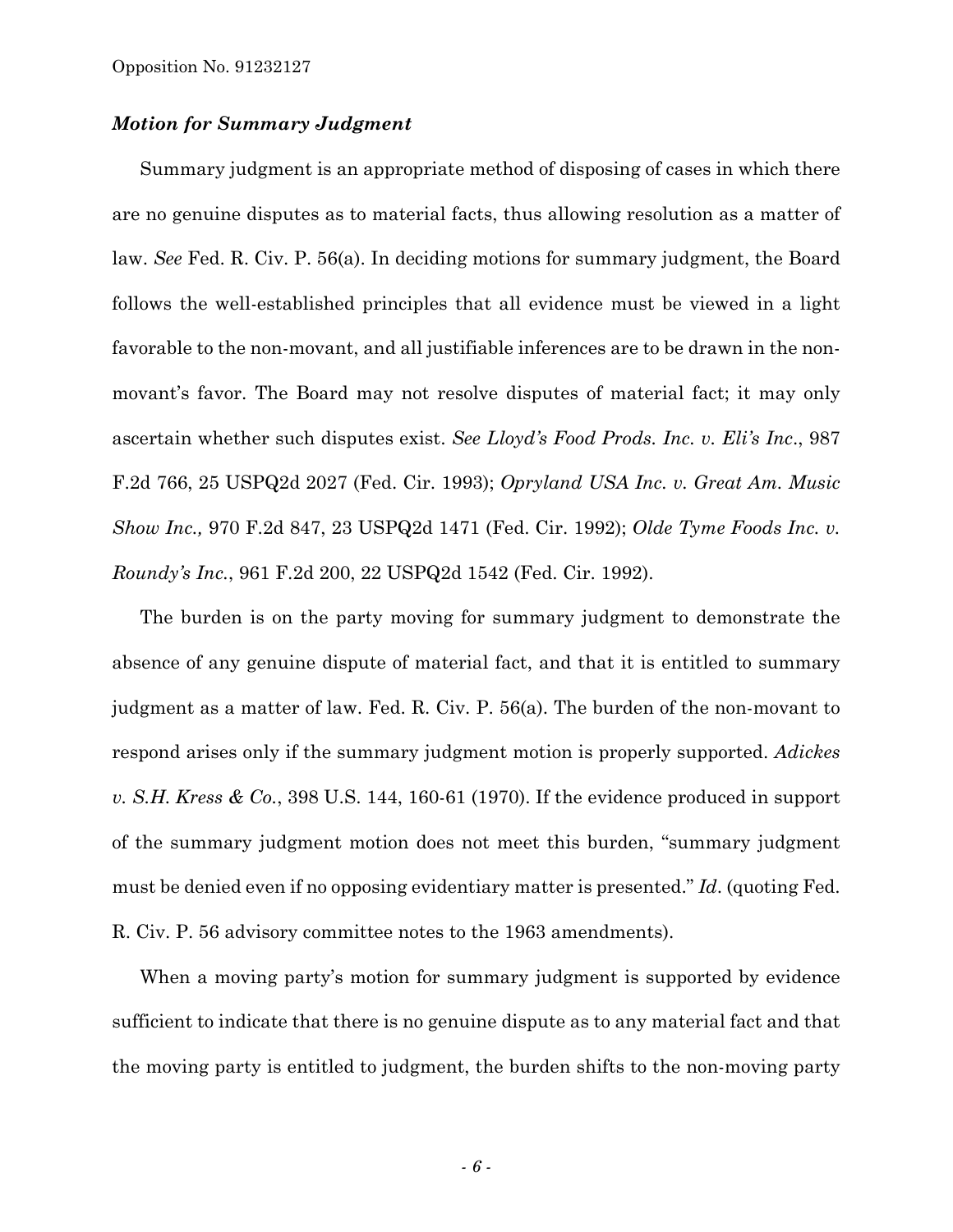### ***Motion for Summary Judgment***

Summary judgment is an appropriate method of disposing of cases in which there are no genuine disputes as to material facts, thus allowing resolution as a matter of law. *See* Fed. R. Civ. P. 56(a). In deciding motions for summary judgment, the Board follows the well-established principles that all evidence must be viewed in a light favorable to the non-movant, and all justifiable inferences are to be drawn in the non-movant's favor. The Board may not resolve disputes of material fact; it may only ascertain whether such disputes exist. *See Lloyd's Food Prods. Inc. v. Eli's Inc*., 987 F.2d 766, 25 USPQ2d 2027 (Fed. Cir. 1993); *Opryland USA Inc. v. Great Am. Music Show Inc.,* 970 F.2d 847, 23 USPQ2d 1471 (Fed. Cir. 1992); *Olde Tyme Foods Inc. v. Roundy's Inc.*, 961 F.2d 200, 22 USPQ2d 1542 (Fed. Cir. 1992).

The burden is on the party moving for summary judgment to demonstrate the absence of any genuine dispute of material fact, and that it is entitled to summary judgment as a matter of law. Fed. R. Civ. P. 56(a). The burden of the non-movant to respond arises only if the summary judgment motion is properly supported. *Adickes v. S.H. Kress & Co.*, 398 U.S. 144, 160-61 (1970). If the evidence produced in support of the summary judgment motion does not meet this burden, "summary judgment must be denied even if no opposing evidentiary matter is presented." *Id*. (quoting Fed. R. Civ. P. 56 advisory committee notes to the 1963 amendments).

When a moving party's motion for summary judgment is supported by evidence sufficient to indicate that there is no genuine dispute as to any material fact and that the moving party is entitled to judgment, the burden shifts to the non-moving party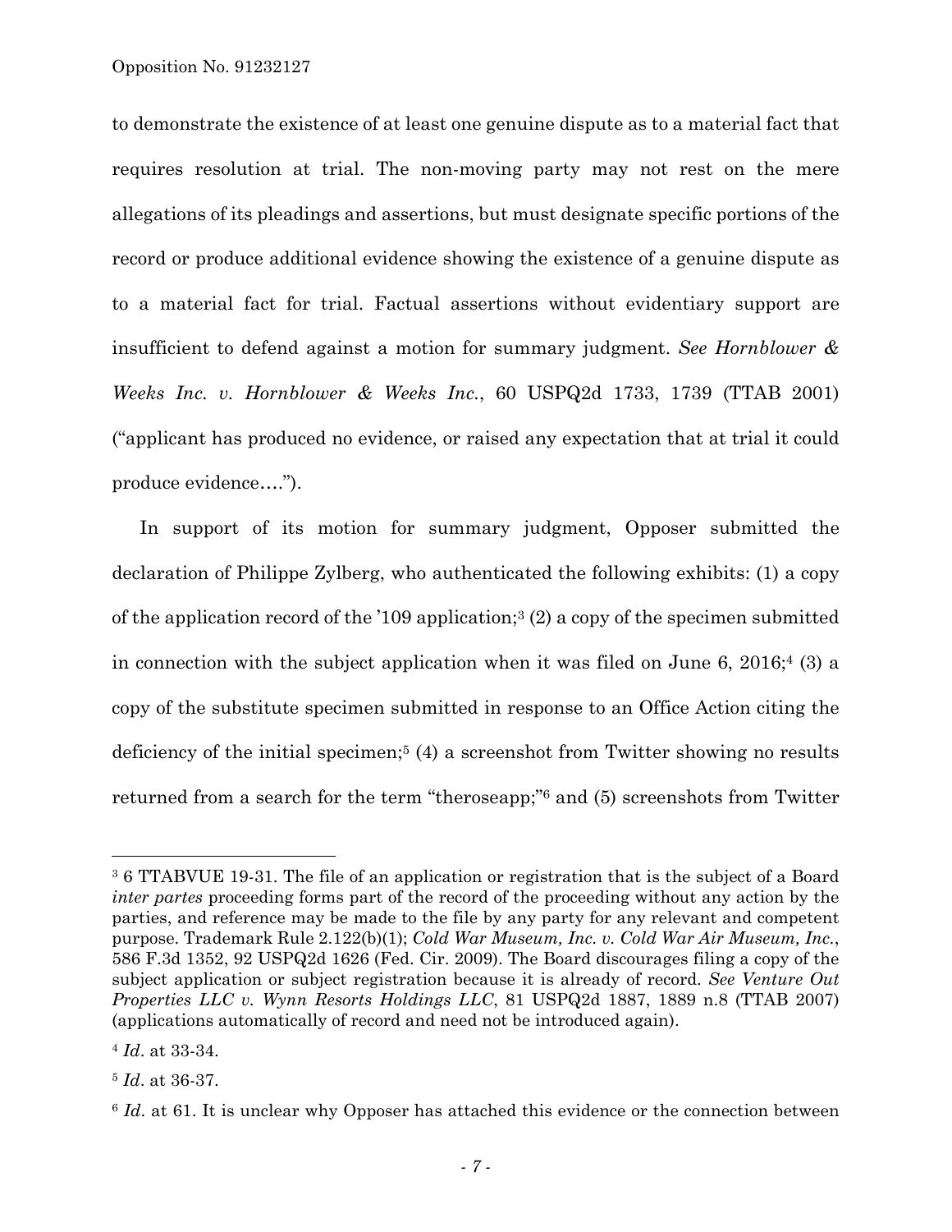to demonstrate the existence of at least one genuine dispute as to a material fact that requires resolution at trial. The non-moving party may not rest on the mere allegations of its pleadings and assertions, but must designate specific portions of the record or produce additional evidence showing the existence of a genuine dispute as to a material fact for trial. Factual assertions without evidentiary support are insufficient to defend against a motion for summary judgment. *See Hornblower & Weeks Inc. v. Hornblower & Weeks Inc.*, 60 USPQ2d 1733, 1739 (TTAB 2001) ("applicant has produced no evidence, or raised any expectation that at trial it could produce evidence….").

In support of its motion for summary judgment, Opposer submitted the declaration of Philippe Zylberg, who authenticated the following exhibits: (1) a copy of the application record of the '109 application;[3] (2) a copy of the specimen submitted in connection with the subject application when it was filed on June 6, 2016;[4] (3) a copy of the substitute specimen submitted in response to an Office Action citing the deficiency of the initial specimen;[5] (4) a screenshot from Twitter showing no results returned from a search for the term "theroseapp;"[6] and (5) screenshots from Twitter

---

[3] 6 TTABVUE 19-31. The file of an application or registration that is the subject of a Board *inter partes* proceeding forms part of the record of the proceeding without any action by the parties, and reference may be made to the file by any party for any relevant and competent purpose. Trademark Rule 2.122(b)(1); *Cold War Museum, Inc. v. Cold War Air Museum, Inc.*, 586 F.3d 1352, 92 USPQ2d 1626 (Fed. Cir. 2009). The Board discourages filing a copy of the subject application or subject registration because it is already of record. *See Venture Out Properties LLC v. Wynn Resorts Holdings LLC*, 81 USPQ2d 1887, 1889 n.8 (TTAB 2007) (applications automatically of record and need not be introduced again).

[4] *Id*. at 33-34.

[5] *Id*. at 36-37.

[6] *Id*. at 61. It is unclear why Opposer has attached this evidence or the connection between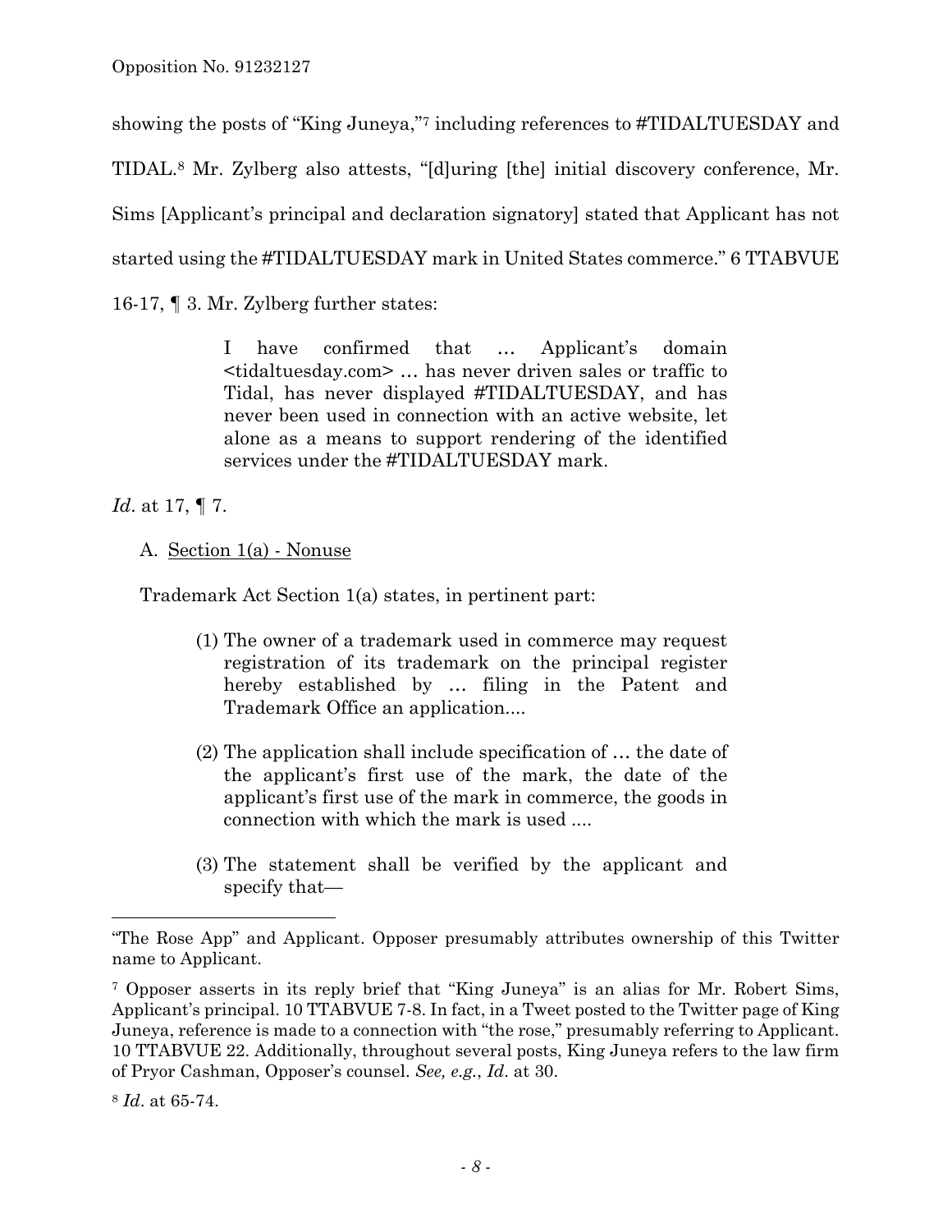showing the posts of "King Juneya,"[7] including references to #TIDALTUESDAY and TIDAL.[8] Mr. Zylberg also attests, "[d]uring [the] initial discovery conference, Mr. Sims [Applicant's principal and declaration signatory] stated that Applicant has not started using the #TIDALTUESDAY mark in United States commerce." 6 TTABVUE 16-17, ¶ 3. Mr. Zylberg further states:

> I have confirmed that … Applicant's domain <tidaltuesday.com> … has never driven sales or traffic to Tidal, has never displayed #TIDALTUESDAY, and has never been used in connection with an active website, let alone as a means to support rendering of the identified services under the #TIDALTUESDAY mark.

*Id*. at 17, ¶ 7.

A. Section 1(a) - Nonuse

Trademark Act Section 1(a) states, in pertinent part:

> (1) The owner of a trademark used in commerce may request registration of its trademark on the principal register hereby established by … filing in the Patent and Trademark Office an application....
>
> (2) The application shall include specification of … the date of the applicant's first use of the mark, the date of the applicant's first use of the mark in commerce, the goods in connection with which the mark is used ....
>
> (3) The statement shall be verified by the applicant and specify that—

---

"The Rose App" and Applicant. Opposer presumably attributes ownership of this Twitter name to Applicant.

[7] Opposer asserts in its reply brief that "King Juneya" is an alias for Mr. Robert Sims, Applicant's principal. 10 TTABVUE 7-8. In fact, in a Tweet posted to the Twitter page of King Juneya, reference is made to a connection with "the rose," presumably referring to Applicant. 10 TTABVUE 22. Additionally, throughout several posts, King Juneya refers to the law firm of Pryor Cashman, Opposer's counsel. *See, e.g.*, *Id*. at 30.

[8] *Id*. at 65-74.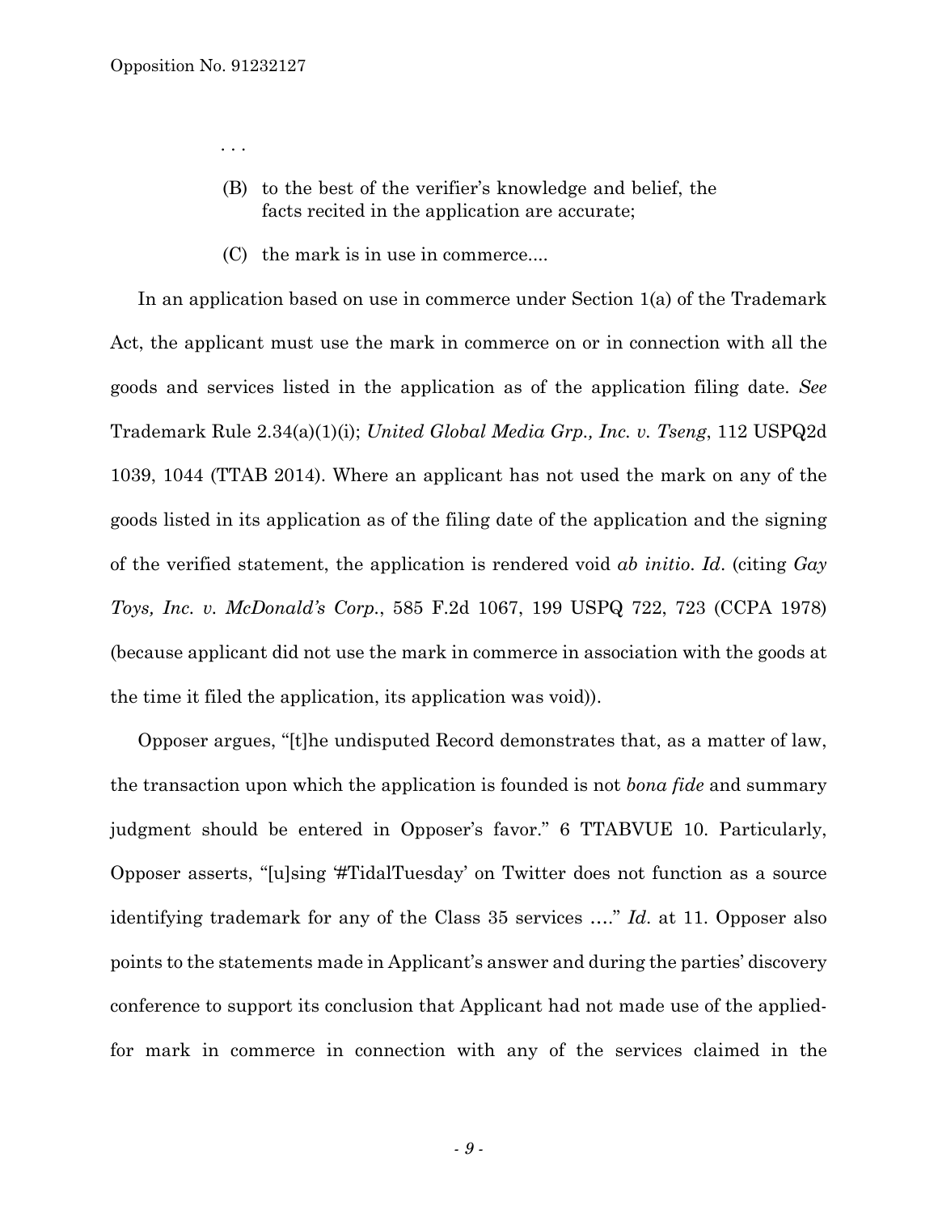. . .

> (B) to the best of the verifier's knowledge and belief, the facts recited in the application are accurate;
>
> (C) the mark is in use in commerce....

In an application based on use in commerce under Section 1(a) of the Trademark Act, the applicant must use the mark in commerce on or in connection with all the goods and services listed in the application as of the application filing date. *See* Trademark Rule 2.34(a)(1)(i); *United Global Media Grp., Inc. v. Tseng*, 112 USPQ2d 1039, 1044 (TTAB 2014). Where an applicant has not used the mark on any of the goods listed in its application as of the filing date of the application and the signing of the verified statement, the application is rendered void *ab initio*. *Id*. (citing *Gay Toys, Inc. v. McDonald's Corp.*, 585 F.2d 1067, 199 USPQ 722, 723 (CCPA 1978) (because applicant did not use the mark in commerce in association with the goods at the time it filed the application, its application was void)).

Opposer argues, "[t]he undisputed Record demonstrates that, as a matter of law, the transaction upon which the application is founded is not *bona fide* and summary judgment should be entered in Opposer's favor." 6 TTABVUE 10. Particularly, Opposer asserts, "[u]sing '#TidalTuesday' on Twitter does not function as a source identifying trademark for any of the Class 35 services …." *Id*. at 11. Opposer also points to the statements made in Applicant's answer and during the parties' discovery conference to support its conclusion that Applicant had not made use of the applied-for mark in commerce in connection with any of the services claimed in the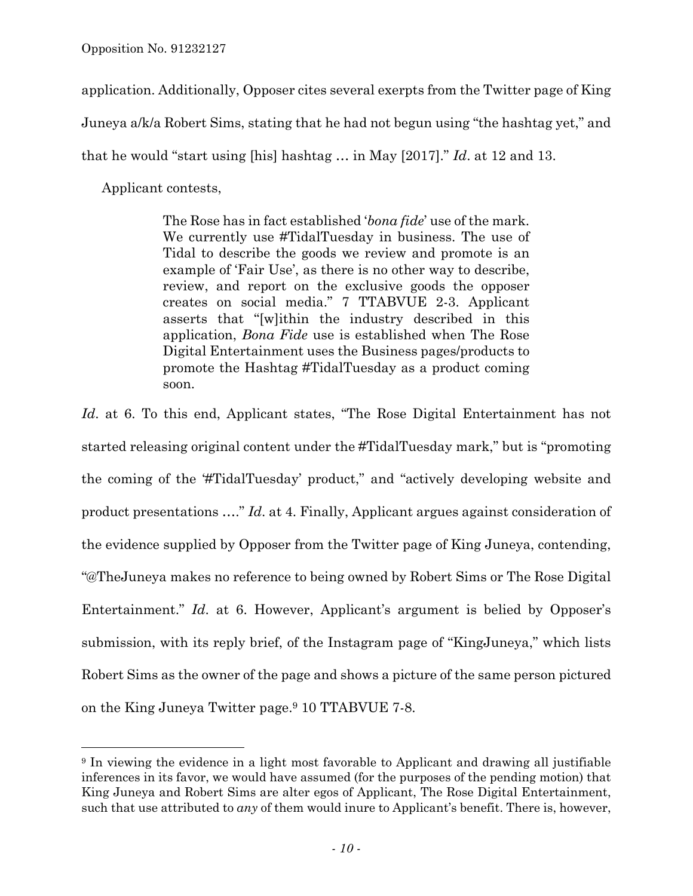application. Additionally, Opposer cites several exerpts from the Twitter page of King Juneya a/k/a Robert Sims, stating that he had not begun using "the hashtag yet," and that he would "start using [his] hashtag … in May [2017]." *Id*. at 12 and 13.

Applicant contests,

> The Rose has in fact established '*bona fide*' use of the mark. We currently use #TidalTuesday in business. The use of Tidal to describe the goods we review and promote is an example of 'Fair Use', as there is no other way to describe, review, and report on the exclusive goods the opposer creates on social media." 7 TTABVUE 2-3. Applicant asserts that "[w]ithin the industry described in this application, *Bona Fide* use is established when The Rose Digital Entertainment uses the Business pages/products to promote the Hashtag #TidalTuesday as a product coming soon.

*Id*. at 6. To this end, Applicant states, "The Rose Digital Entertainment has not started releasing original content under the #TidalTuesday mark," but is "promoting the coming of the '#TidalTuesday' product," and "actively developing website and product presentations …." *Id*. at 4. Finally, Applicant argues against consideration of the evidence supplied by Opposer from the Twitter page of King Juneya, contending, "@TheJuneya makes no reference to being owned by Robert Sims or The Rose Digital Entertainment." *Id*. at 6. However, Applicant's argument is belied by Opposer's submission, with its reply brief, of the Instagram page of "KingJuneya," which lists Robert Sims as the owner of the page and shows a picture of the same person pictured on the King Juneya Twitter page.[9] 10 TTABVUE 7-8.

---

[9] In viewing the evidence in a light most favorable to Applicant and drawing all justifiable inferences in its favor, we would have assumed (for the purposes of the pending motion) that King Juneya and Robert Sims are alter egos of Applicant, The Rose Digital Entertainment, such that use attributed to *any* of them would inure to Applicant's benefit. There is, however,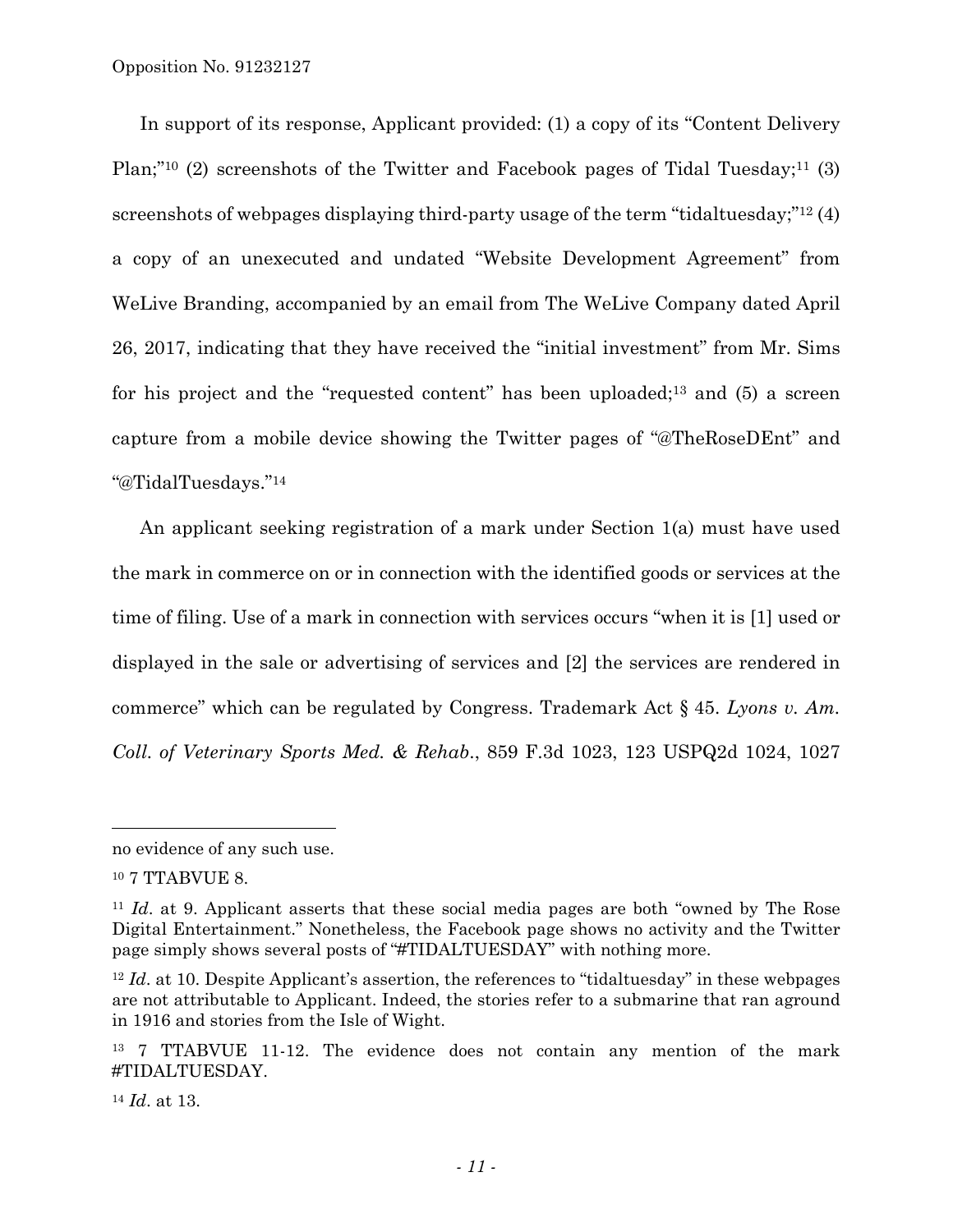In support of its response, Applicant provided: (1) a copy of its "Content Delivery Plan;"[10] (2) screenshots of the Twitter and Facebook pages of Tidal Tuesday;[11] (3) screenshots of webpages displaying third-party usage of the term "tidaltuesday;"[12] (4) a copy of an unexecuted and undated "Website Development Agreement" from WeLive Branding, accompanied by an email from The WeLive Company dated April 26, 2017, indicating that they have received the "initial investment" from Mr. Sims for his project and the "requested content" has been uploaded;[13] and (5) a screen capture from a mobile device showing the Twitter pages of "@TheRoseDEnt" and "@TidalTuesdays."[14]

An applicant seeking registration of a mark under Section 1(a) must have used the mark in commerce on or in connection with the identified goods or services at the time of filing. Use of a mark in connection with services occurs "when it is [1] used or displayed in the sale or advertising of services and [2] the services are rendered in commerce" which can be regulated by Congress. Trademark Act § 45. *Lyons v. Am. Coll. of Veterinary Sports Med. & Rehab*., 859 F.3d 1023, 123 USPQ2d 1024, 1027

---

no evidence of any such use.

[10] 7 TTABVUE 8.

[11] *Id*. at 9. Applicant asserts that these social media pages are both "owned by The Rose Digital Entertainment." Nonetheless, the Facebook page shows no activity and the Twitter page simply shows several posts of "#TIDALTUESDAY" with nothing more.

[12] *Id*. at 10. Despite Applicant's assertion, the references to "tidaltuesday" in these webpages are not attributable to Applicant. Indeed, the stories refer to a submarine that ran aground in 1916 and stories from the Isle of Wight.

[13] 7 TTABVUE 11-12. The evidence does not contain any mention of the mark #TIDALTUESDAY.

[14] *Id*. at 13.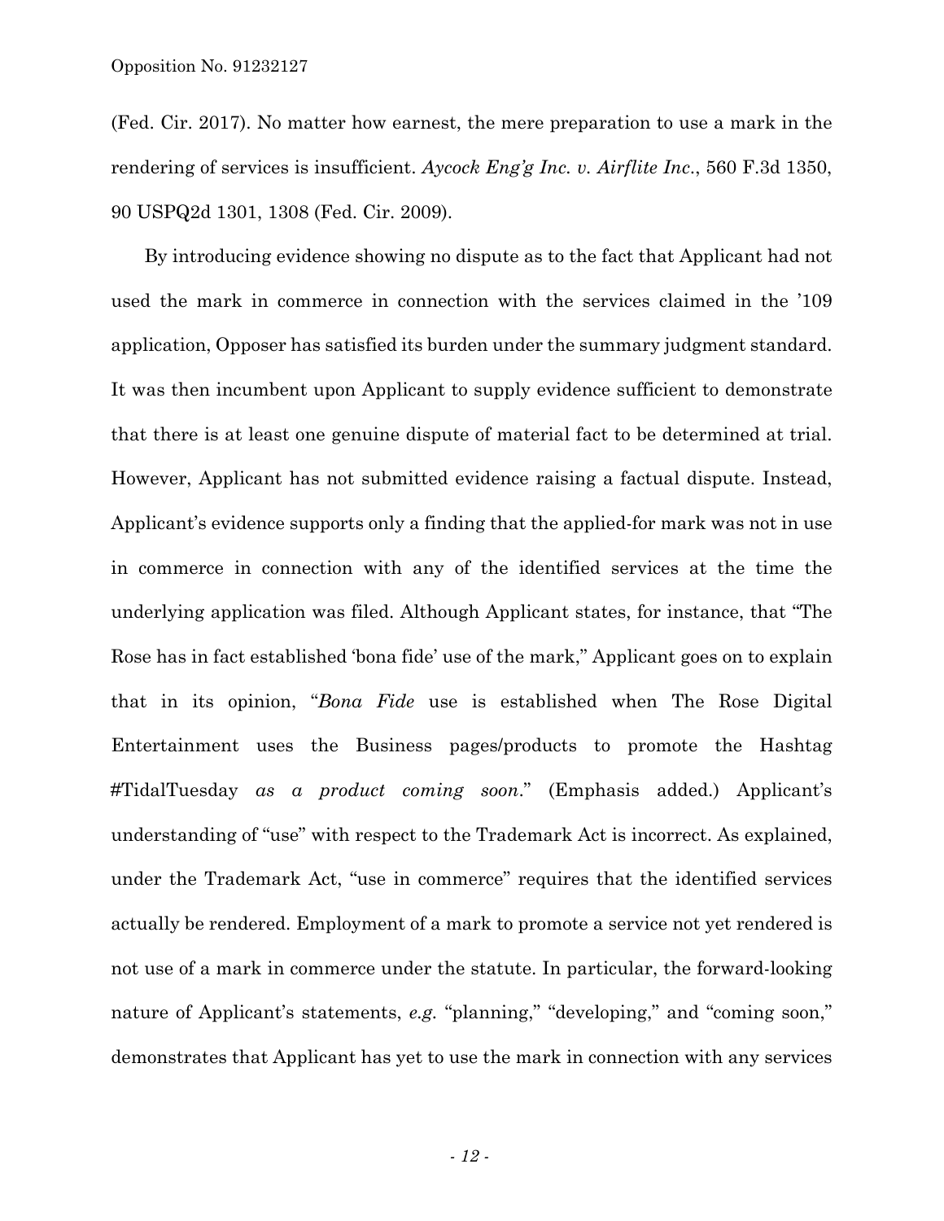(Fed. Cir. 2017). No matter how earnest, the mere preparation to use a mark in the rendering of services is insufficient. *Aycock Eng'g Inc. v. Airflite Inc.*, 560 F.3d 1350, 90 USPQ2d 1301, 1308 (Fed. Cir. 2009).

By introducing evidence showing no dispute as to the fact that Applicant had not used the mark in commerce in connection with the services claimed in the '109 application, Opposer has satisfied its burden under the summary judgment standard. It was then incumbent upon Applicant to supply evidence sufficient to demonstrate that there is at least one genuine dispute of material fact to be determined at trial. However, Applicant has not submitted evidence raising a factual dispute. Instead, Applicant's evidence supports only a finding that the applied-for mark was not in use in commerce in connection with any of the identified services at the time the underlying application was filed. Although Applicant states, for instance, that "The Rose has in fact established 'bona fide' use of the mark," Applicant goes on to explain that in its opinion, "*Bona Fide* use is established when The Rose Digital Entertainment uses the Business pages/products to promote the Hashtag #TidalTuesday *as a product coming soon*." (Emphasis added.) Applicant's understanding of "use" with respect to the Trademark Act is incorrect. As explained, under the Trademark Act, "use in commerce" requires that the identified services actually be rendered. Employment of a mark to promote a service not yet rendered is not use of a mark in commerce under the statute. In particular, the forward-looking nature of Applicant's statements, *e.g.* "planning," "developing," and "coming soon," demonstrates that Applicant has yet to use the mark in connection with any services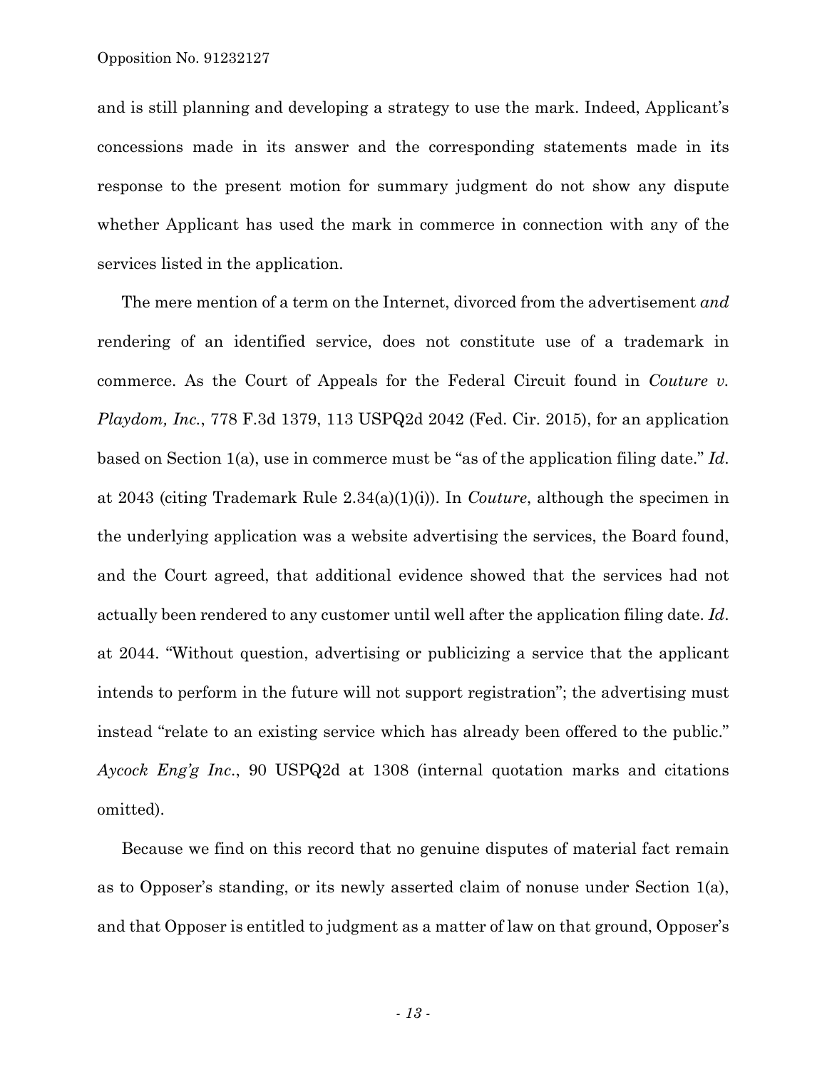and is still planning and developing a strategy to use the mark. Indeed, Applicant's concessions made in its answer and the corresponding statements made in its response to the present motion for summary judgment do not show any dispute whether Applicant has used the mark in commerce in connection with any of the services listed in the application.

The mere mention of a term on the Internet, divorced from the advertisement *and* rendering of an identified service, does not constitute use of a trademark in commerce. As the Court of Appeals for the Federal Circuit found in *Couture v. Playdom, Inc.*, 778 F.3d 1379, 113 USPQ2d 2042 (Fed. Cir. 2015), for an application based on Section 1(a), use in commerce must be "as of the application filing date." *Id*. at 2043 (citing Trademark Rule 2.34(a)(1)(i)). In *Couture*, although the specimen in the underlying application was a website advertising the services, the Board found, and the Court agreed, that additional evidence showed that the services had not actually been rendered to any customer until well after the application filing date. *Id*. at 2044. "Without question, advertising or publicizing a service that the applicant intends to perform in the future will not support registration"; the advertising must instead "relate to an existing service which has already been offered to the public." *Aycock Eng'g Inc*., 90 USPQ2d at 1308 (internal quotation marks and citations omitted).

Because we find on this record that no genuine disputes of material fact remain as to Opposer's standing, or its newly asserted claim of nonuse under Section 1(a), and that Opposer is entitled to judgment as a matter of law on that ground, Opposer's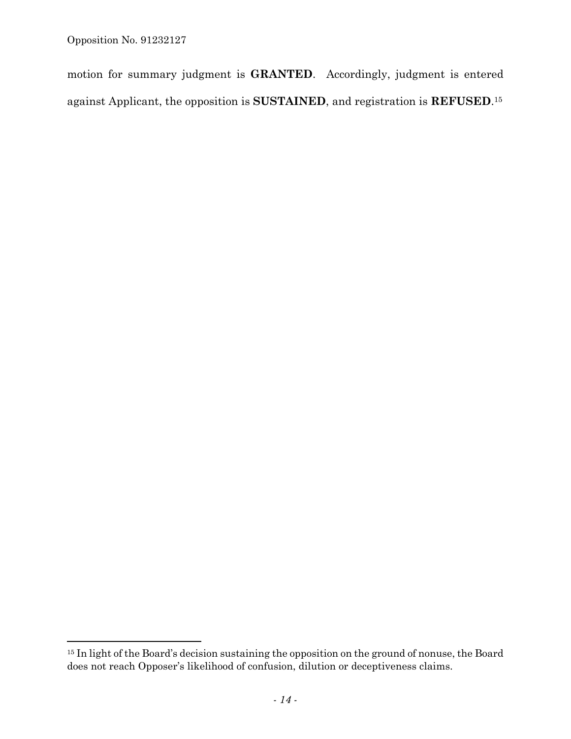motion for summary judgment is **GRANTED**. Accordingly, judgment is entered against Applicant, the opposition is **SUSTAINED**, and registration is **REFUSED**.[15]

[15] In light of the Board's decision sustaining the opposition on the ground of nonuse, the Board does not reach Opposer's likelihood of confusion, dilution or deceptiveness claims.